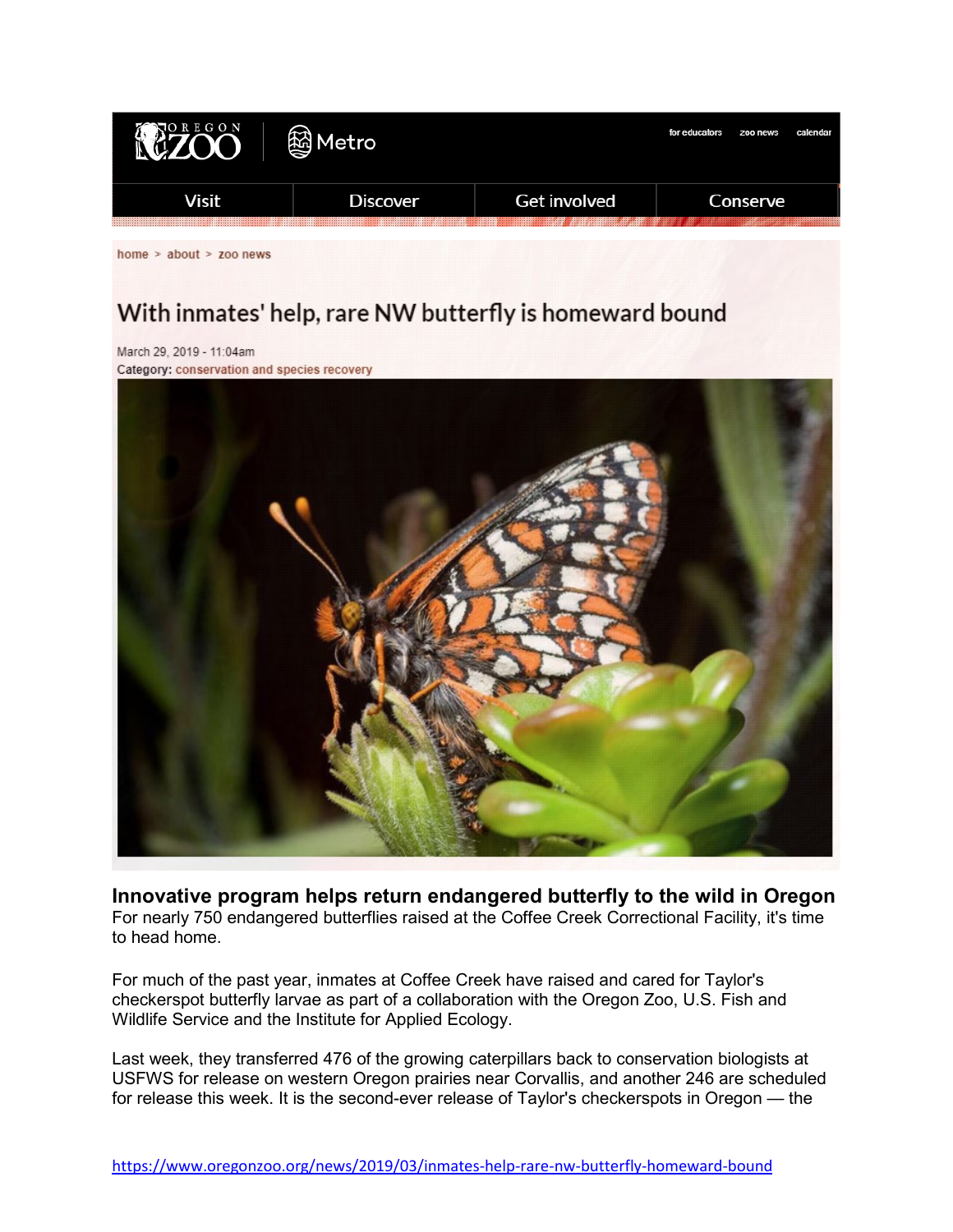home > about > zoo news

# With inmates' help, rare NW butterfly is homeward bound

March 29, 2019 - 11:04am
Category: conservation and species recovery

## Innovative program helps return endangered butterfly to the wild in Oregon

For nearly 750 endangered butterflies raised at the Coffee Creek Correctional Facility, it's time to head home.

For much of the past year, inmates at Coffee Creek have raised and cared for Taylor's checkerspot butterfly larvae as part of a collaboration with the Oregon Zoo, U.S. Fish and Wildlife Service and the Institute for Applied Ecology.

Last week, they transferred 476 of the growing caterpillars back to conservation biologists at USFWS for release on western Oregon prairies near Corvallis, and another 246 are scheduled for release this week. It is the second-ever release of Taylor's checkerspots in Oregon — the

https://www.oregonzoo.org/news/2019/03/inmates-help-rare-nw-butterfly-homeward-bound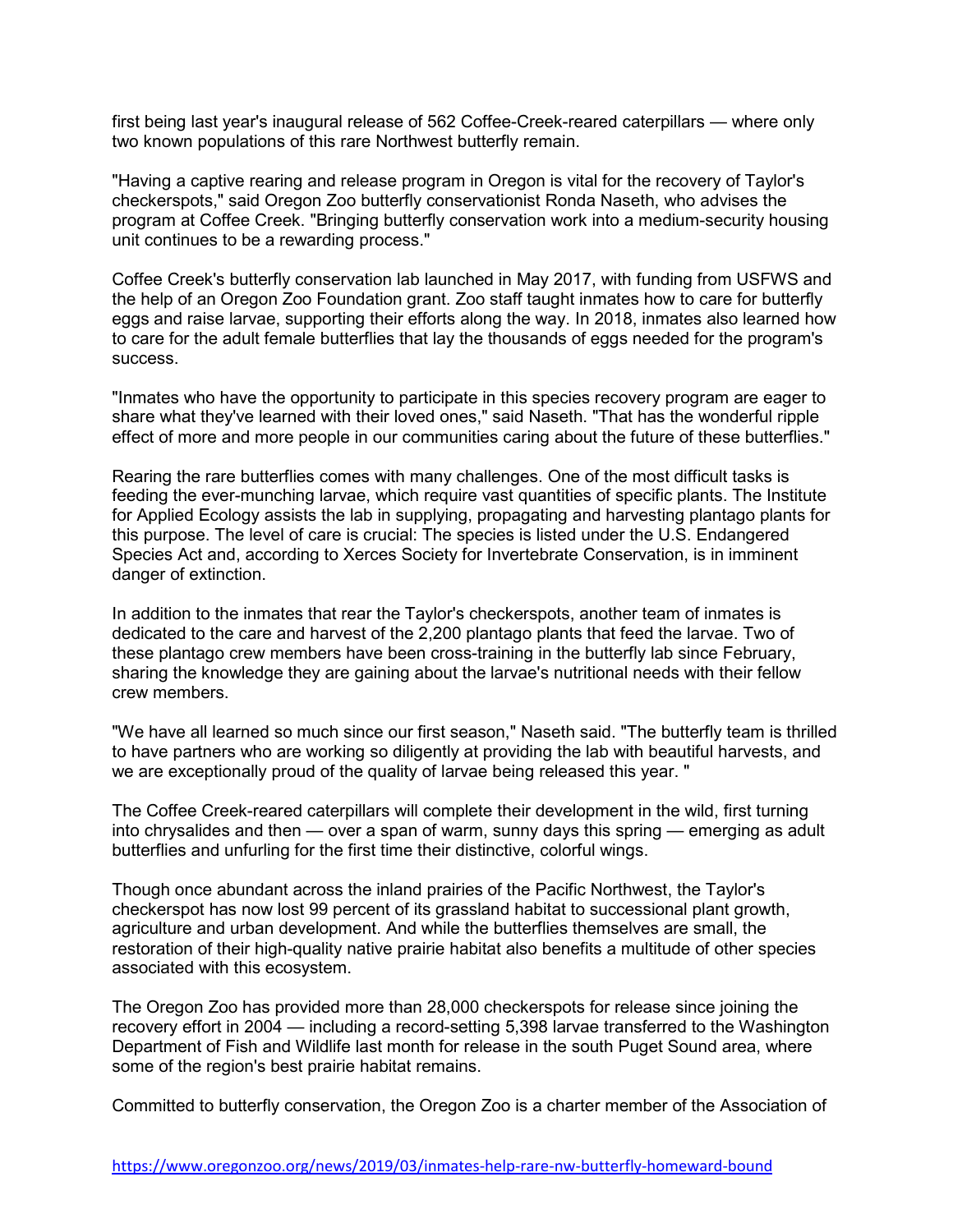first being last year's inaugural release of 562 Coffee-Creek-reared caterpillars — where only two known populations of this rare Northwest butterfly remain.

"Having a captive rearing and release program in Oregon is vital for the recovery of Taylor's checkerspots," said Oregon Zoo butterfly conservationist Ronda Naseth, who advises the program at Coffee Creek. "Bringing butterfly conservation work into a medium-security housing unit continues to be a rewarding process."

Coffee Creek's butterfly conservation lab launched in May 2017, with funding from USFWS and the help of an Oregon Zoo Foundation grant. Zoo staff taught inmates how to care for butterfly eggs and raise larvae, supporting their efforts along the way. In 2018, inmates also learned how to care for the adult female butterflies that lay the thousands of eggs needed for the program's success.

"Inmates who have the opportunity to participate in this species recovery program are eager to share what they've learned with their loved ones," said Naseth. "That has the wonderful ripple effect of more and more people in our communities caring about the future of these butterflies."

Rearing the rare butterflies comes with many challenges. One of the most difficult tasks is feeding the ever-munching larvae, which require vast quantities of specific plants. The Institute for Applied Ecology assists the lab in supplying, propagating and harvesting plantago plants for this purpose. The level of care is crucial: The species is listed under the U.S. Endangered Species Act and, according to Xerces Society for Invertebrate Conservation, is in imminent danger of extinction.

In addition to the inmates that rear the Taylor's checkerspots, another team of inmates is dedicated to the care and harvest of the 2,200 plantago plants that feed the larvae. Two of these plantago crew members have been cross-training in the butterfly lab since February, sharing the knowledge they are gaining about the larvae's nutritional needs with their fellow crew members.

"We have all learned so much since our first season," Naseth said. "The butterfly team is thrilled to have partners who are working so diligently at providing the lab with beautiful harvests, and we are exceptionally proud of the quality of larvae being released this year. "

The Coffee Creek-reared caterpillars will complete their development in the wild, first turning into chrysalides and then — over a span of warm, sunny days this spring — emerging as adult butterflies and unfurling for the first time their distinctive, colorful wings.

Though once abundant across the inland prairies of the Pacific Northwest, the Taylor's checkerspot has now lost 99 percent of its grassland habitat to successional plant growth, agriculture and urban development. And while the butterflies themselves are small, the restoration of their high-quality native prairie habitat also benefits a multitude of other species associated with this ecosystem.

The Oregon Zoo has provided more than 28,000 checkerspots for release since joining the recovery effort in 2004 — including a record-setting 5,398 larvae transferred to the Washington Department of Fish and Wildlife last month for release in the south Puget Sound area, where some of the region's best prairie habitat remains.

Committed to butterfly conservation, the Oregon Zoo is a charter member of the Association of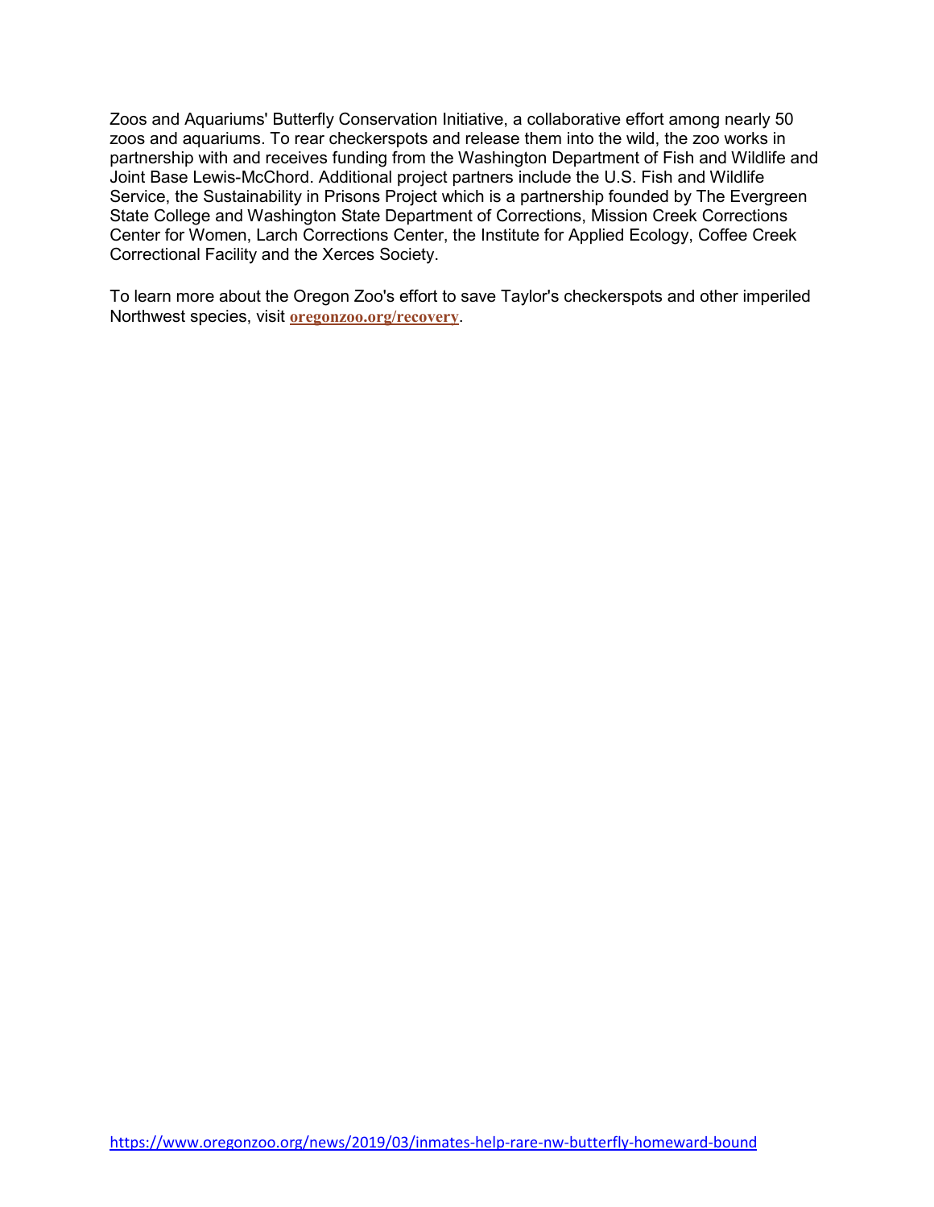Zoos and Aquariums' Butterfly Conservation Initiative, a collaborative effort among nearly 50 zoos and aquariums. To rear checkerspots and release them into the wild, the zoo works in partnership with and receives funding from the Washington Department of Fish and Wildlife and Joint Base Lewis-McChord. Additional project partners include the U.S. Fish and Wildlife Service, the Sustainability in Prisons Project which is a partnership founded by The Evergreen State College and Washington State Department of Corrections, Mission Creek Corrections Center for Women, Larch Corrections Center, the Institute for Applied Ecology, Coffee Creek Correctional Facility and the Xerces Society.

To learn more about the Oregon Zoo's effort to save Taylor's checkerspots and other imperiled Northwest species, visit **oregonzoo.org/recovery**.

https://www.oregonzoo.org/news/2019/03/inmates-help-rare-nw-butterfly-homeward-bound